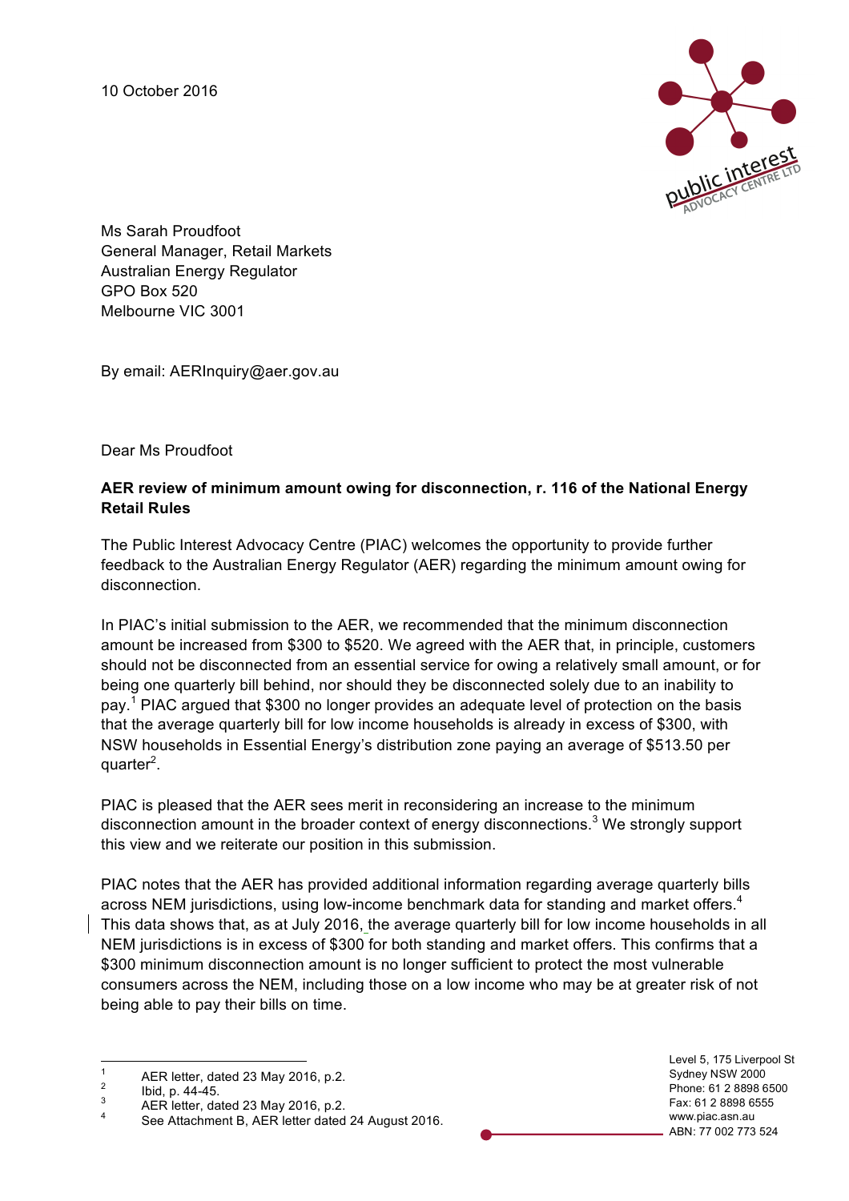10 October 2016

Ms Sarah Proudfoot
General Manager, Retail Markets
Australian Energy Regulator
GPO Box 520
Melbourne VIC 3001

By email: AERInquiry@aer.gov.au

Dear Ms Proudfoot

**AER review of minimum amount owing for disconnection, r. 116 of the National Energy Retail Rules**

The Public Interest Advocacy Centre (PIAC) welcomes the opportunity to provide further feedback to the Australian Energy Regulator (AER) regarding the minimum amount owing for disconnection.

In PIAC's initial submission to the AER, we recommended that the minimum disconnection amount be increased from $300 to $520. We agreed with the AER that, in principle, customers should not be disconnected from an essential service for owing a relatively small amount, or for being one quarterly bill behind, nor should they be disconnected solely due to an inability to pay.[1] PIAC argued that $300 no longer provides an adequate level of protection on the basis that the average quarterly bill for low income households is already in excess of $300, with NSW households in Essential Energy's distribution zone paying an average of $513.50 per quarter[2].

PIAC is pleased that the AER sees merit in reconsidering an increase to the minimum disconnection amount in the broader context of energy disconnections.[3] We strongly support this view and we reiterate our position in this submission.

PIAC notes that the AER has provided additional information regarding average quarterly bills across NEM jurisdictions, using low-income benchmark data for standing and market offers.[4] This data shows that, as at July 2016, the average quarterly bill for low income households in all NEM jurisdictions is in excess of $300 for both standing and market offers. This confirms that a $300 minimum disconnection amount is no longer sufficient to protect the most vulnerable consumers across the NEM, including those on a low income who may be at greater risk of not being able to pay their bills on time.

---

[1] AER letter, dated 23 May 2016, p.2.
[2] Ibid, p. 44-45.
[3] AER letter, dated 23 May 2016, p.2.
[4] See Attachment B, AER letter dated 24 August 2016.

Level 5, 175 Liverpool St
Sydney NSW 2000
Phone: 61 2 8898 6500
Fax: 61 2 8898 6555
www.piac.asn.au
ABN: 77 002 773 524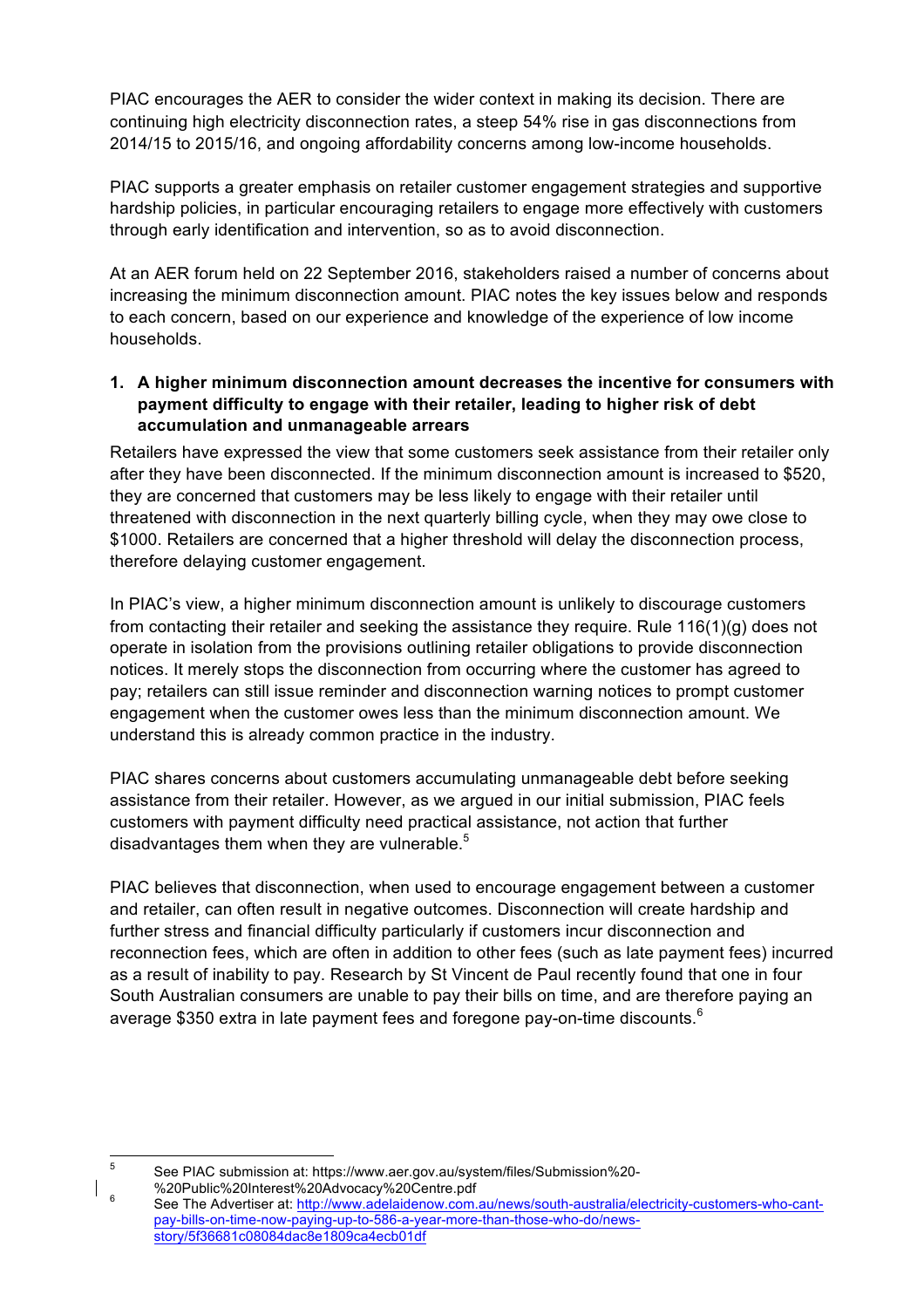PIAC encourages the AER to consider the wider context in making its decision. There are continuing high electricity disconnection rates, a steep 54% rise in gas disconnections from 2014/15 to 2015/16, and ongoing affordability concerns among low-income households.

PIAC supports a greater emphasis on retailer customer engagement strategies and supportive hardship policies, in particular encouraging retailers to engage more effectively with customers through early identification and intervention, so as to avoid disconnection.

At an AER forum held on 22 September 2016, stakeholders raised a number of concerns about increasing the minimum disconnection amount. PIAC notes the key issues below and responds to each concern, based on our experience and knowledge of the experience of low income households.

1. **A higher minimum disconnection amount decreases the incentive for consumers with payment difficulty to engage with their retailer, leading to higher risk of debt accumulation and unmanageable arrears**

Retailers have expressed the view that some customers seek assistance from their retailer only after they have been disconnected. If the minimum disconnection amount is increased to $520, they are concerned that customers may be less likely to engage with their retailer until threatened with disconnection in the next quarterly billing cycle, when they may owe close to $1000. Retailers are concerned that a higher threshold will delay the disconnection process, therefore delaying customer engagement.

In PIAC's view, a higher minimum disconnection amount is unlikely to discourage customers from contacting their retailer and seeking the assistance they require. Rule 116(1)(g) does not operate in isolation from the provisions outlining retailer obligations to provide disconnection notices. It merely stops the disconnection from occurring where the customer has agreed to pay; retailers can still issue reminder and disconnection warning notices to prompt customer engagement when the customer owes less than the minimum disconnection amount. We understand this is already common practice in the industry.

PIAC shares concerns about customers accumulating unmanageable debt before seeking assistance from their retailer. However, as we argued in our initial submission, PIAC feels customers with payment difficulty need practical assistance, not action that further disadvantages them when they are vulnerable.[5]

PIAC believes that disconnection, when used to encourage engagement between a customer and retailer, can often result in negative outcomes. Disconnection will create hardship and further stress and financial difficulty particularly if customers incur disconnection and reconnection fees, which are often in addition to other fees (such as late payment fees) incurred as a result of inability to pay. Research by St Vincent de Paul recently found that one in four South Australian consumers are unable to pay their bills on time, and are therefore paying an average $350 extra in late payment fees and foregone pay-on-time discounts.[6]

---

[5] See PIAC submission at: https://www.aer.gov.au/system/files/Submission%20-%20Public%20Interest%20Advocacy%20Centre.pdf

[6] See The Advertiser at: http://www.adelaidenow.com.au/news/south-australia/electricity-customers-who-cant-pay-bills-on-time-now-paying-up-to-586-a-year-more-than-those-who-do/news-story/5f36681c08084dac8e1809ca4ecb01df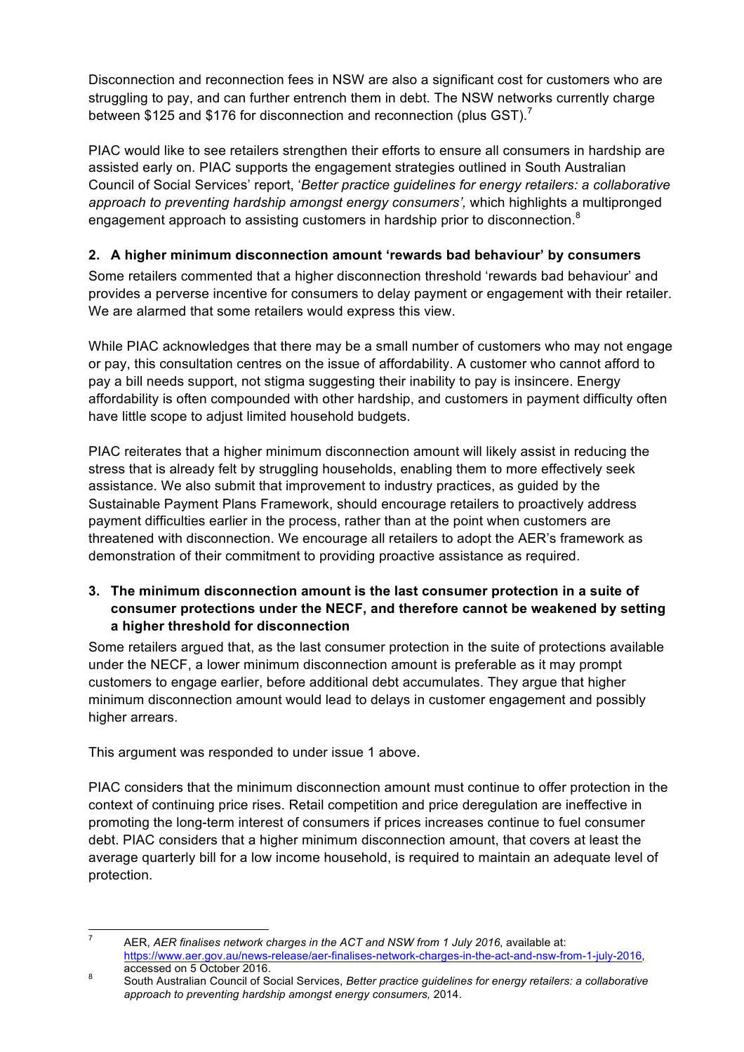Disconnection and reconnection fees in NSW are also a significant cost for customers who are struggling to pay, and can further entrench them in debt. The NSW networks currently charge between $125 and $176 for disconnection and reconnection (plus GST).[7]

PIAC would like to see retailers strengthen their efforts to ensure all consumers in hardship are assisted early on. PIAC supports the engagement strategies outlined in South Australian Council of Social Services' report, '*Better practice guidelines for energy retailers: a collaborative approach to preventing hardship amongst energy consumers',* which highlights a multipronged engagement approach to assisting customers in hardship prior to disconnection.[8]

### 2. A higher minimum disconnection amount 'rewards bad behaviour' by consumers

Some retailers commented that a higher disconnection threshold 'rewards bad behaviour' and provides a perverse incentive for consumers to delay payment or engagement with their retailer. We are alarmed that some retailers would express this view.

While PIAC acknowledges that there may be a small number of customers who may not engage or pay, this consultation centres on the issue of affordability. A customer who cannot afford to pay a bill needs support, not stigma suggesting their inability to pay is insincere. Energy affordability is often compounded with other hardship, and customers in payment difficulty often have little scope to adjust limited household budgets.

PIAC reiterates that a higher minimum disconnection amount will likely assist in reducing the stress that is already felt by struggling households, enabling them to more effectively seek assistance. We also submit that improvement to industry practices, as guided by the Sustainable Payment Plans Framework, should encourage retailers to proactively address payment difficulties earlier in the process, rather than at the point when customers are threatened with disconnection. We encourage all retailers to adopt the AER's framework as demonstration of their commitment to providing proactive assistance as required.

### 3. The minimum disconnection amount is the last consumer protection in a suite of consumer protections under the NECF, and therefore cannot be weakened by setting a higher threshold for disconnection

Some retailers argued that, as the last consumer protection in the suite of protections available under the NECF, a lower minimum disconnection amount is preferable as it may prompt customers to engage earlier, before additional debt accumulates. They argue that higher minimum disconnection amount would lead to delays in customer engagement and possibly higher arrears.

This argument was responded to under issue 1 above.

PIAC considers that the minimum disconnection amount must continue to offer protection in the context of continuing price rises. Retail competition and price deregulation are ineffective in promoting the long-term interest of consumers if prices increases continue to fuel consumer debt. PIAC considers that a higher minimum disconnection amount, that covers at least the average quarterly bill for a low income household, is required to maintain an adequate level of protection.

---

[7] AER, *AER finalises network charges in the ACT and NSW from 1 July 2016*, available at: https://www.aer.gov.au/news-release/aer-finalises-network-charges-in-the-act-and-nsw-from-1-july-2016, accessed on 5 October 2016.

[8] South Australian Council of Social Services, *Better practice guidelines for energy retailers: a collaborative approach to preventing hardship amongst energy consumers,* 2014.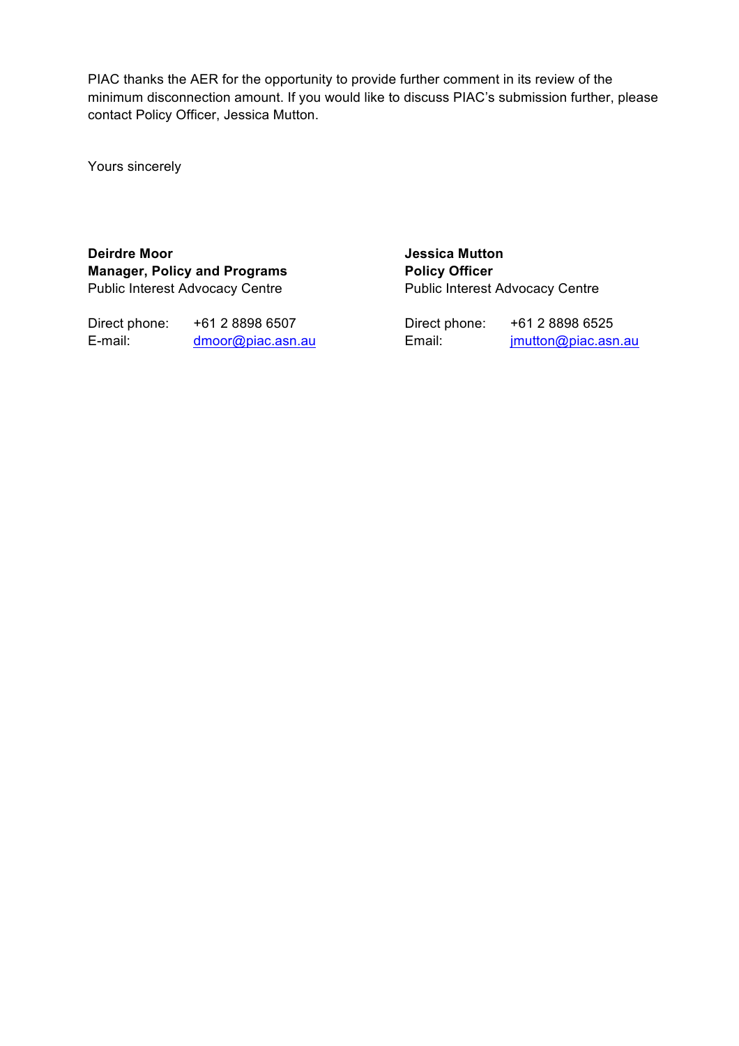PIAC thanks the AER for the opportunity to provide further comment in its review of the minimum disconnection amount. If you would like to discuss PIAC's submission further, please contact Policy Officer, Jessica Mutton.

Yours sincerely

**Deirdre Moor**
**Manager, Policy and Programs**
Public Interest Advocacy Centre

Direct phone: +61 2 8898 6507
E-mail: dmoor@piac.asn.au

**Jessica Mutton**
**Policy Officer**
Public Interest Advocacy Centre

Direct phone: +61 2 8898 6525
Email: jmutton@piac.asn.au